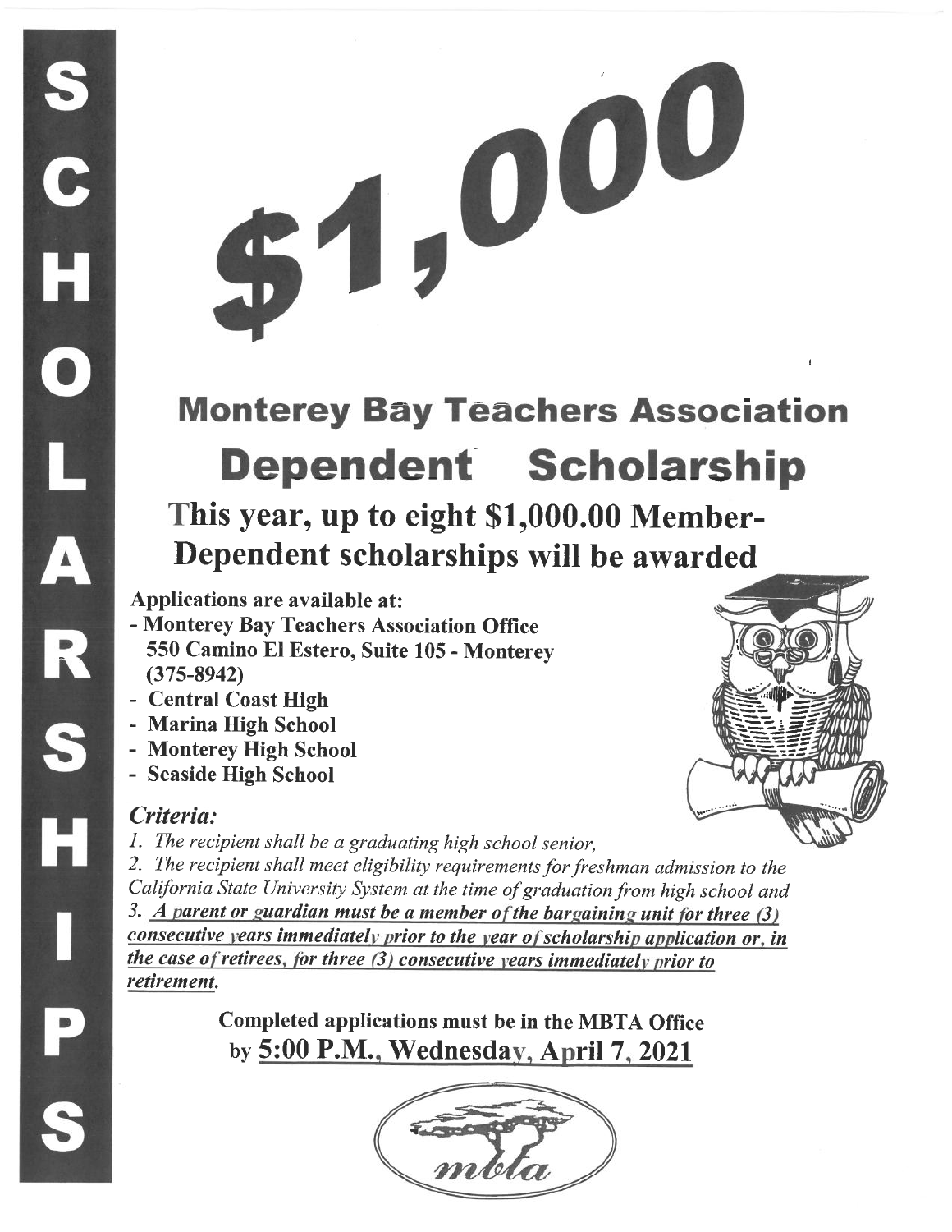SCHOLARSHIPS

# $1,000

## Monterey Bay Teachers Association

# Dependent Scholarship

### This year, up to eight $1,000.00 Member-Dependent scholarships will be awarded

**Applications are available at:**

- **Monterey Bay Teachers Association Office**
  **550 Camino El Estero, Suite 105 - Monterey**
  **(375-8942)**
- **Central Coast High**
- **Marina High School**
- **Monterey High School**
- **Seaside High School**

### *Criteria:*

*1. The recipient shall be a graduating high school senior,*

*2. The recipient shall meet eligibility requirements for freshman admission to the California State University System at the time of graduation from high school and*

*3. **A parent or guardian must be a member of the bargaining unit for three (3) consecutive years immediately prior to the year of scholarship application or, in the case of retirees, for three (3) consecutive years immediately prior to retirement.***

**Completed applications must be in the MBTA Office by 5:00 P.M., Wednesday, April 7, 2021**

mbta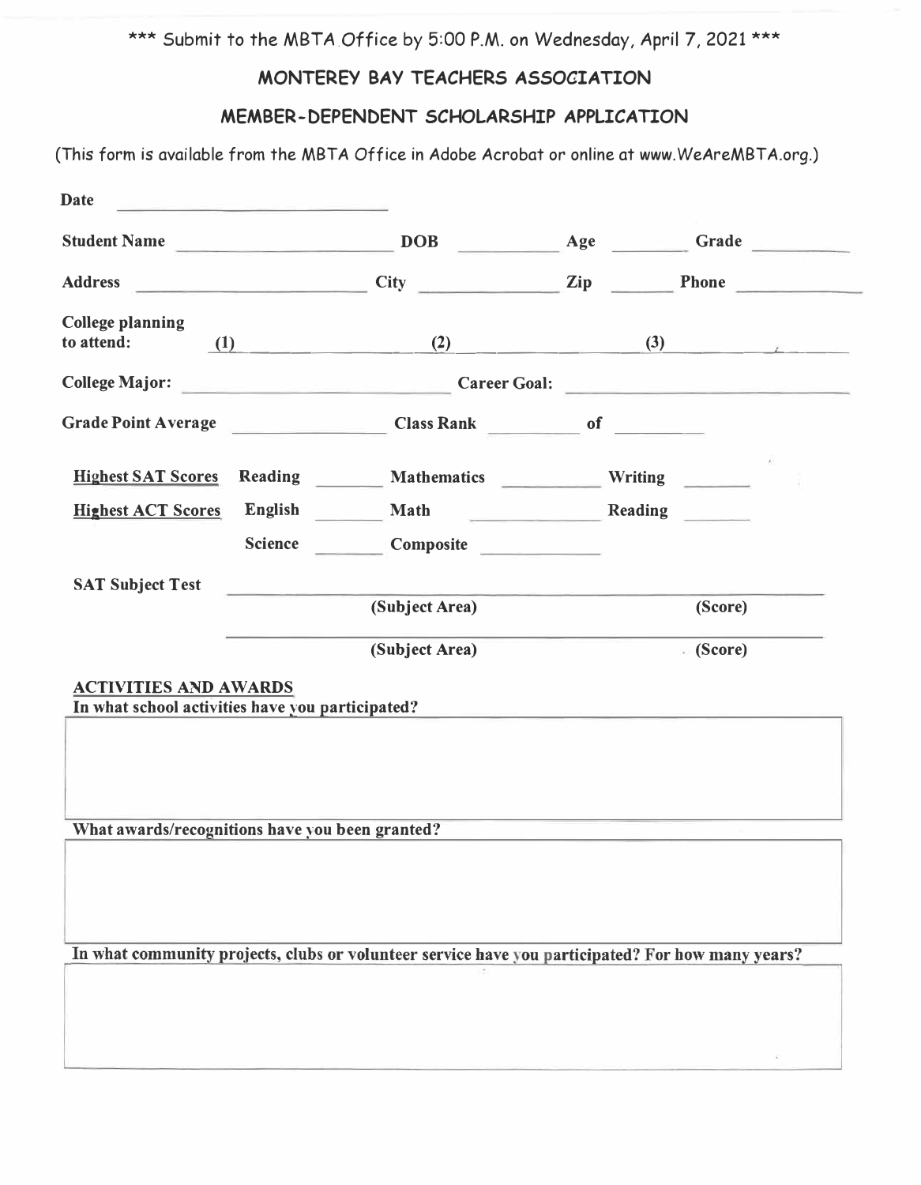*** Submit to the MBTA Office by 5:00 P.M. on Wednesday, April 7, 2021 ***

## MONTEREY BAY TEACHERS ASSOCIATION

## MEMBER-DEPENDENT SCHOLARSHIP APPLICATION

(This form is available from the MBTA Office in Adobe Acrobat or online at www.WeAreMBTA.org.)

**Date** ______________________

**Student Name** ______________________ **DOB** __________ **Age** ________ **Grade** __________

**Address** ______________________ **City** ______________ **Zip** _______ **Phone** ______________

**College planning to attend:** (1) ______________ (2) ______________ (3) ______________

**College Major:** ______________________ **Career Goal:** ______________________

**Grade Point Average** ______________ **Class Rank** _________ **of** _________

**Highest SAT Scores** **Reading** _______ **Mathematics** _________ **Writing** _______

**Highest ACT Scores** **English** _______ **Math** _____________ **Reading** _______

**Science** _______ **Composite** ____________

**SAT Subject Test** ____________________________________________

**(Subject Area)** **(Score)**

____________________________________________

**(Subject Area)** **(Score)**

**ACTIVITIES AND AWARDS**

**In what school activities have you participated?**

**What awards/recognitions have you been granted?**

**In what community projects, clubs or volunteer service have you participated? For how many years?**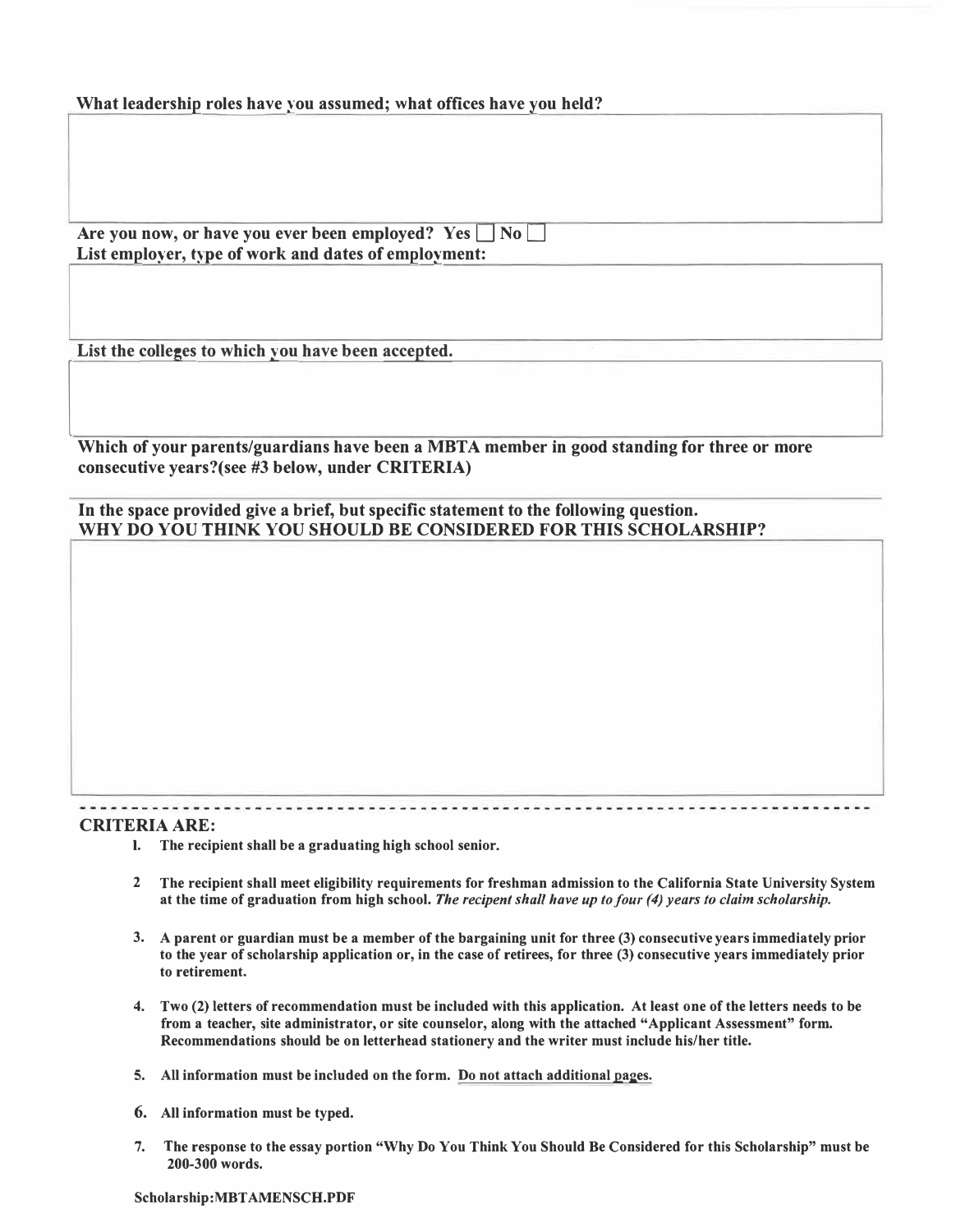**What leadership roles have you assumed; what offices have you held?**

**Are you now, or have you ever been employed? Yes ☐ No ☐**
**List employer, type of work and dates of employment:**

**List the colleges to which you have been accepted.**

**Which of your parents/guardians have been a MBTA member in good standing for three or more consecutive years?(see #3 below, under CRITERIA)**

**In the space provided give a brief, but specific statement to the following question.**
**WHY DO YOU THINK YOU SHOULD BE CONSIDERED FOR THIS SCHOLARSHIP?**

---

**CRITERIA ARE:**

1. **The recipient shall be a graduating high school senior.**
2. **The recipient shall meet eligibility requirements for freshman admission to the California State University System at the time of graduation from high school.** ***The recipent shall have up to four (4) years to claim scholarship.***
3. **A parent or guardian must be a member of the bargaining unit for three (3) consecutive years immediately prior to the year of scholarship application or, in the case of retirees, for three (3) consecutive years immediately prior to retirement.**
4. **Two (2) letters of recommendation must be included with this application. At least one of the letters needs to be from a teacher, site administrator, or site counselor, along with the attached "Applicant Assessment" form. Recommendations should be on letterhead stationery and the writer must include his/her title.**
5. **All information must be included on the form. <u>Do not attach additional pages.</u>**
6. **All information must be typed.**
7. **The response to the essay portion "Why Do You Think You Should Be Considered for this Scholarship" must be 200-300 words.**

**Scholarship:MBTAMENSCH.PDF**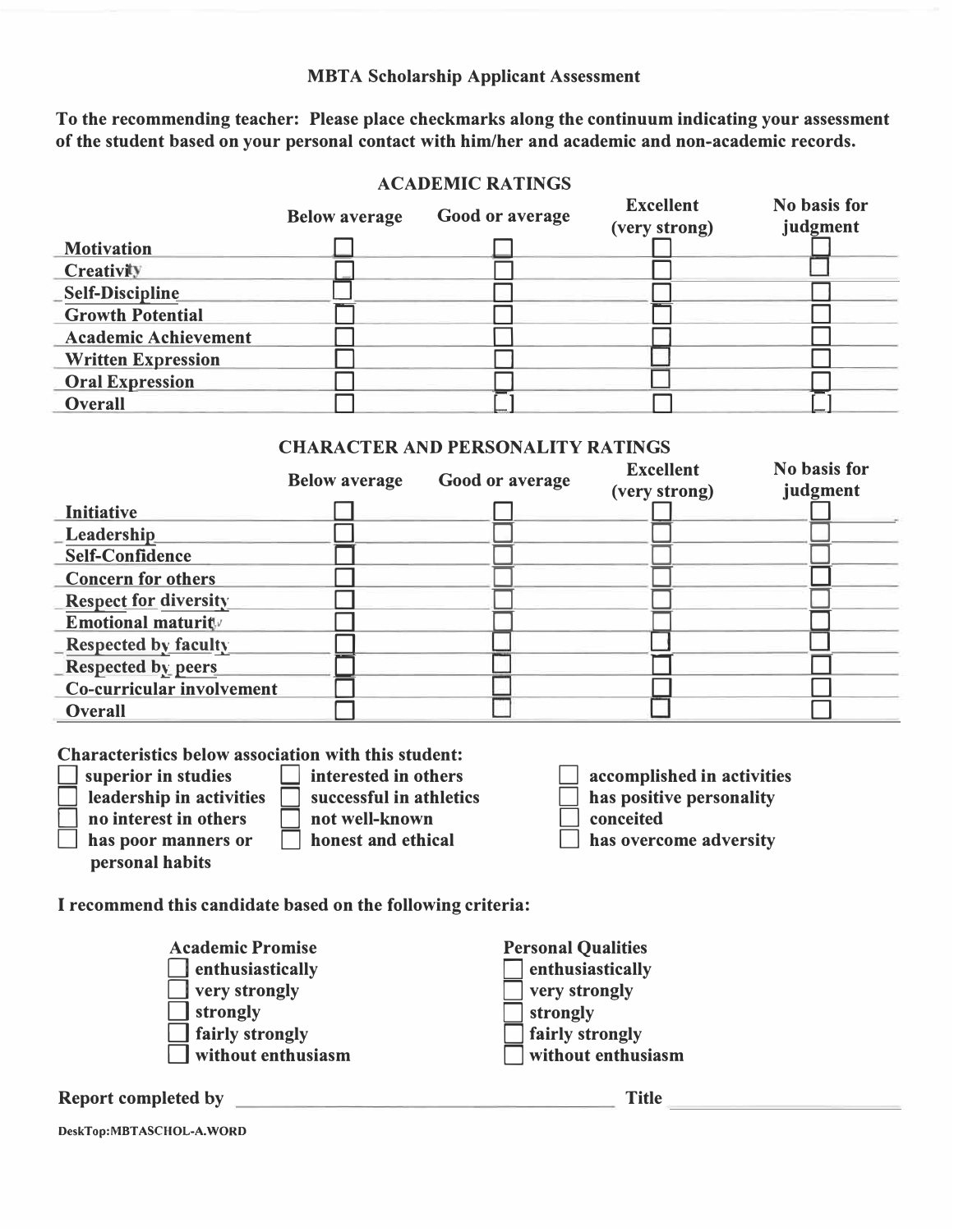# MBTA Scholarship Applicant Assessment

**To the recommending teacher: Please place checkmarks along the continuum indicating your assessment of the student based on your personal contact with him/her and academic and non-academic records.**

## ACADEMIC RATINGS

| | Below average | Good or average | Excellent (very strong) | No basis for judgment |
|---|---|---|---|---|
| Motivation | ☐ | ☐ | ☐ | ☐ |
| Creativity | ☐ | ☐ | ☐ | ☐ |
| Self-Discipline | ☐ | ☐ | ☐ | ☐ |
| Growth Potential | ☐ | ☐ | ☐ | ☐ |
| Academic Achievement | ☐ | ☐ | ☐ | ☐ |
| Written Expression | ☐ | ☐ | ☐ | ☐ |
| Oral Expression | ☐ | ☐ | ☐ | ☐ |
| Overall | ☐ | ☐ | ☐ | ☐ |

## CHARACTER AND PERSONALITY RATINGS

| | Below average | Good or average | Excellent (very strong) | No basis for judgment |
|---|---|---|---|---|
| Initiative | ☐ | ☐ | ☐ | ☐ |
| Leadership | ☐ | ☐ | ☐ | ☐ |
| Self-Confidence | ☐ | ☐ | ☐ | ☐ |
| Concern for others | ☐ | ☐ | ☐ | ☐ |
| Respect for diversity | ☐ | ☐ | ☐ | ☐ |
| Emotional maturity | ☐ | ☐ | ☐ | ☐ |
| Respected by faculty | ☐ | ☐ | ☐ | ☐ |
| Respected by peers | ☐ | ☐ | ☐ | ☐ |
| Co-curricular involvement | ☐ | ☐ | ☐ | ☐ |
| Overall | ☐ | ☐ | ☐ | ☐ |

**Characteristics below association with this student:**

- ☐ superior in studies
- ☐ leadership in activities
- ☐ no interest in others
- ☐ has poor manners or personal habits
- ☐ interested in others
- ☐ successful in athletics
- ☐ not well-known
- ☐ honest and ethical
- ☐ accomplished in activities
- ☐ has positive personality
- ☐ conceited
- ☐ has overcome adversity

**I recommend this candidate based on the following criteria:**

**Academic Promise**
- ☐ enthusiastically
- ☐ very strongly
- ☐ strongly
- ☐ fairly strongly
- ☐ without enthusiasm

**Personal Qualities**
- ☐ enthusiastically
- ☐ very strongly
- ☐ strongly
- ☐ fairly strongly
- ☐ without enthusiasm

**Report completed by** ______________________________ **Title** ____________________

DeskTop:MBTASCHOL-A.WORD